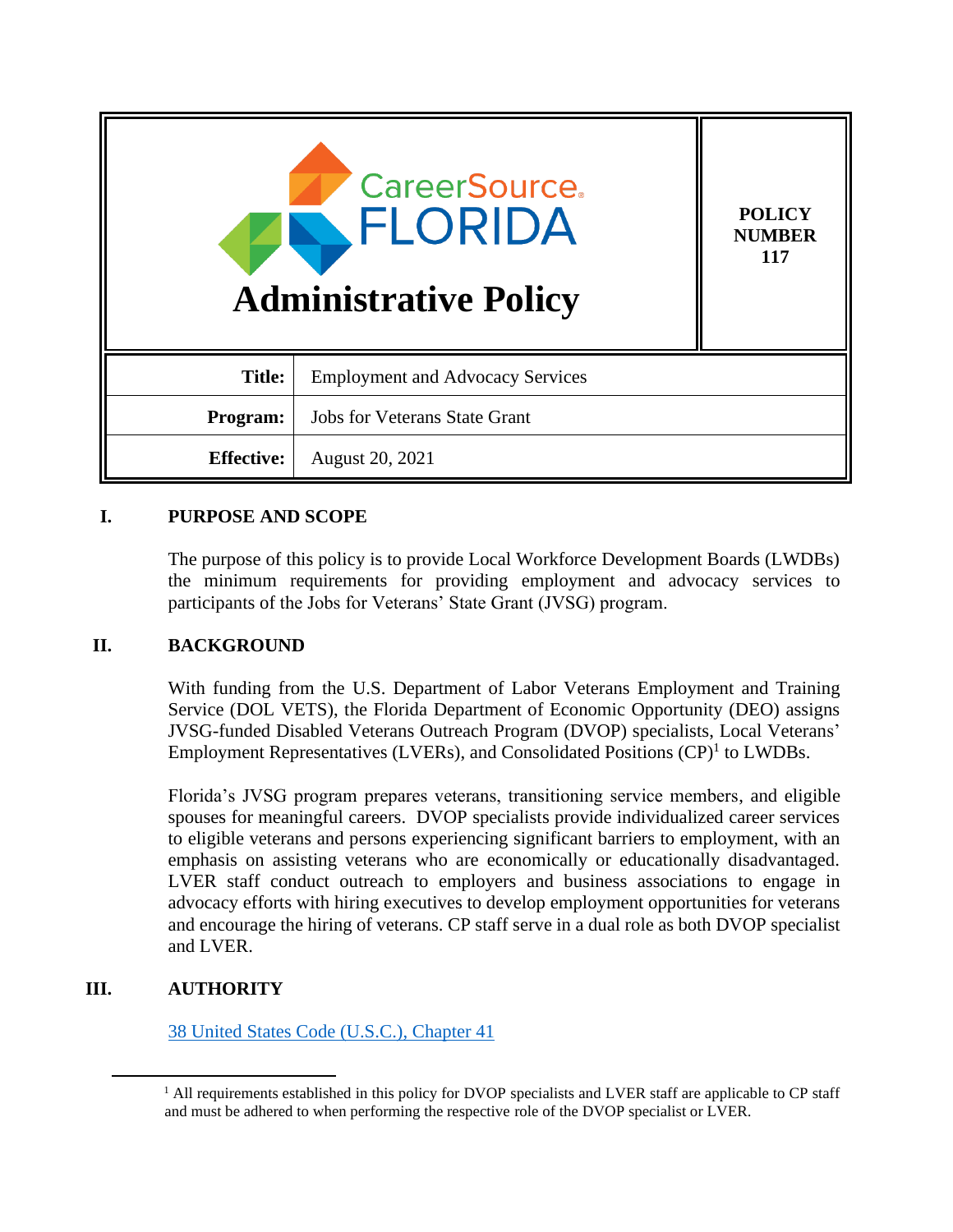# CareerSource FLORIDA Administrative Policy

**POLICY NUMBER 117**

| **Title:** | Employment and Advocacy Services |
| --- | --- |
| **Program:** | Jobs for Veterans State Grant |
| **Effective:** | August 20, 2021 |

## I. PURPOSE AND SCOPE

The purpose of this policy is to provide Local Workforce Development Boards (LWDBs) the minimum requirements for providing employment and advocacy services to participants of the Jobs for Veterans' State Grant (JVSG) program.

## II. BACKGROUND

With funding from the U.S. Department of Labor Veterans Employment and Training Service (DOL VETS), the Florida Department of Economic Opportunity (DEO) assigns JVSG-funded Disabled Veterans Outreach Program (DVOP) specialists, Local Veterans' Employment Representatives (LVERs), and Consolidated Positions (CP)[1] to LWDBs.

Florida's JVSG program prepares veterans, transitioning service members, and eligible spouses for meaningful careers. DVOP specialists provide individualized career services to eligible veterans and persons experiencing significant barriers to employment, with an emphasis on assisting veterans who are economically or educationally disadvantaged. LVER staff conduct outreach to employers and business associations to engage in advocacy efforts with hiring executives to develop employment opportunities for veterans and encourage the hiring of veterans. CP staff serve in a dual role as both DVOP specialist and LVER.

## III. AUTHORITY

[38 United States Code (U.S.C.), Chapter 41]

---

[1] All requirements established in this policy for DVOP specialists and LVER staff are applicable to CP staff and must be adhered to when performing the respective role of the DVOP specialist or LVER.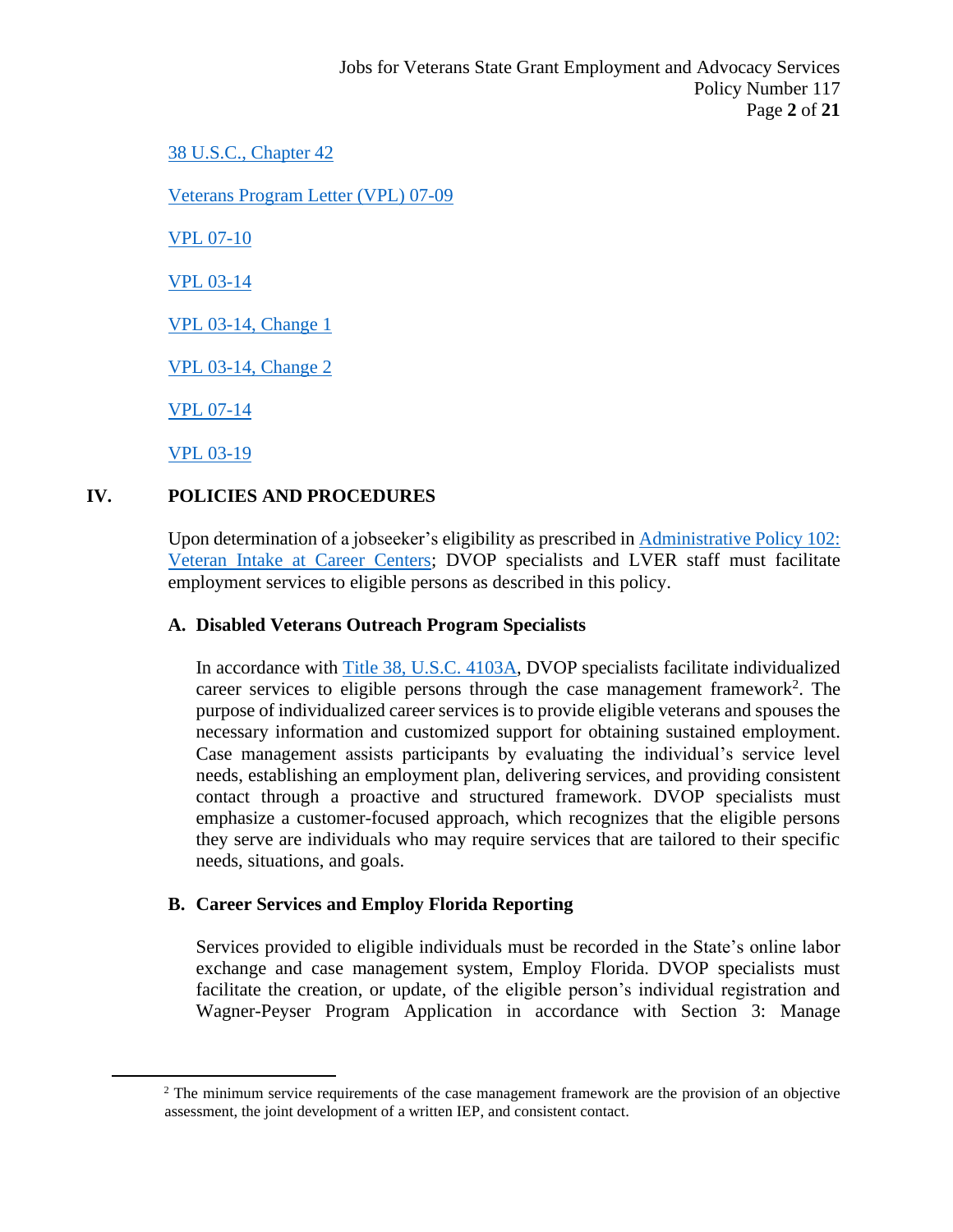[38 U.S.C., Chapter 42](#)

[Veterans Program Letter (VPL) 07-09](#)

[VPL 07-10](#)

[VPL 03-14](#)

[VPL 03-14, Change 1](#)

[VPL 03-14, Change 2](#)

[VPL 07-14](#)

[VPL 03-19](#)

## IV. POLICIES AND PROCEDURES

Upon determination of a jobseeker's eligibility as prescribed in [Administrative Policy 102: Veteran Intake at Career Centers](#); DVOP specialists and LVER staff must facilitate employment services to eligible persons as described in this policy.

### A. Disabled Veterans Outreach Program Specialists

In accordance with [Title 38, U.S.C. 4103A](#), DVOP specialists facilitate individualized career services to eligible persons through the case management framework[2]. The purpose of individualized career services is to provide eligible veterans and spouses the necessary information and customized support for obtaining sustained employment. Case management assists participants by evaluating the individual's service level needs, establishing an employment plan, delivering services, and providing consistent contact through a proactive and structured framework. DVOP specialists must emphasize a customer-focused approach, which recognizes that the eligible persons they serve are individuals who may require services that are tailored to their specific needs, situations, and goals.

### B. Career Services and Employ Florida Reporting

Services provided to eligible individuals must be recorded in the State's online labor exchange and case management system, Employ Florida. DVOP specialists must facilitate the creation, or update, of the eligible person's individual registration and Wagner-Peyser Program Application in accordance with Section 3: Manage

---

[2] The minimum service requirements of the case management framework are the provision of an objective assessment, the joint development of a written IEP, and consistent contact.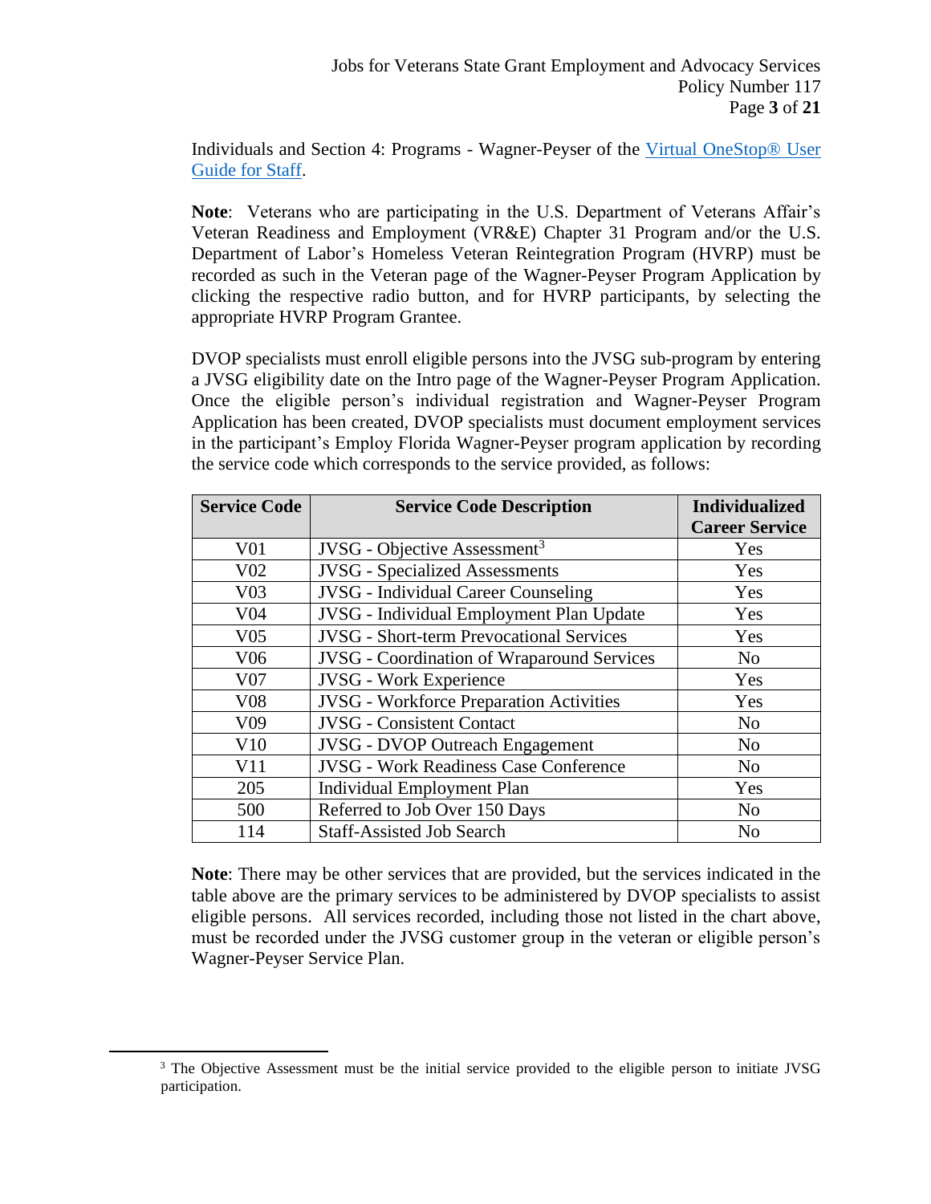Individuals and Section 4: Programs - Wagner-Peyser of the [Virtual OneStop® User Guide for Staff](Virtual OneStop® User Guide for Staff).

**Note**: Veterans who are participating in the U.S. Department of Veterans Affair's Veteran Readiness and Employment (VR&E) Chapter 31 Program and/or the U.S. Department of Labor's Homeless Veteran Reintegration Program (HVRP) must be recorded as such in the Veteran page of the Wagner-Peyser Program Application by clicking the respective radio button, and for HVRP participants, by selecting the appropriate HVRP Program Grantee.

DVOP specialists must enroll eligible persons into the JVSG sub-program by entering a JVSG eligibility date on the Intro page of the Wagner-Peyser Program Application. Once the eligible person's individual registration and Wagner-Peyser Program Application has been created, DVOP specialists must document employment services in the participant's Employ Florida Wagner-Peyser program application by recording the service code which corresponds to the service provided, as follows:

| Service Code | Service Code Description | Individualized Career Service |
|---|---|---|
| V01 | JVSG - Objective Assessment[3] | Yes |
| V02 | JVSG - Specialized Assessments | Yes |
| V03 | JVSG - Individual Career Counseling | Yes |
| V04 | JVSG - Individual Employment Plan Update | Yes |
| V05 | JVSG - Short-term Prevocational Services | Yes |
| V06 | JVSG - Coordination of Wraparound Services | No |
| V07 | JVSG - Work Experience | Yes |
| V08 | JVSG - Workforce Preparation Activities | Yes |
| V09 | JVSG - Consistent Contact | No |
| V10 | JVSG - DVOP Outreach Engagement | No |
| V11 | JVSG - Work Readiness Case Conference | No |
| 205 | Individual Employment Plan | Yes |
| 500 | Referred to Job Over 150 Days | No |
| 114 | Staff-Assisted Job Search | No |

**Note**: There may be other services that are provided, but the services indicated in the table above are the primary services to be administered by DVOP specialists to assist eligible persons. All services recorded, including those not listed in the chart above, must be recorded under the JVSG customer group in the veteran or eligible person's Wagner-Peyser Service Plan.

[3] The Objective Assessment must be the initial service provided to the eligible person to initiate JVSG participation.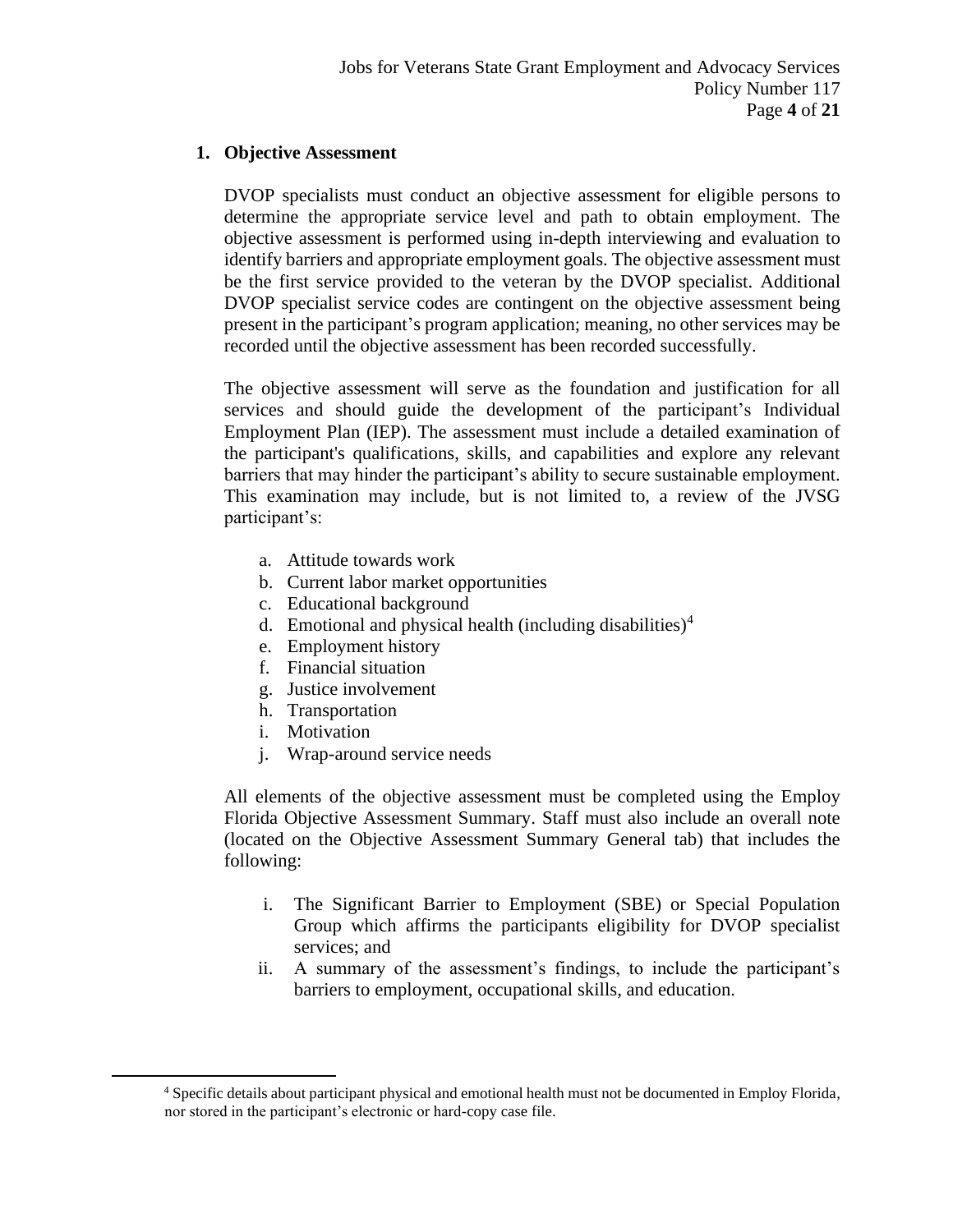## 1. Objective Assessment

DVOP specialists must conduct an objective assessment for eligible persons to determine the appropriate service level and path to obtain employment. The objective assessment is performed using in-depth interviewing and evaluation to identify barriers and appropriate employment goals. The objective assessment must be the first service provided to the veteran by the DVOP specialist. Additional DVOP specialist service codes are contingent on the objective assessment being present in the participant's program application; meaning, no other services may be recorded until the objective assessment has been recorded successfully.

The objective assessment will serve as the foundation and justification for all services and should guide the development of the participant's Individual Employment Plan (IEP). The assessment must include a detailed examination of the participant's qualifications, skills, and capabilities and explore any relevant barriers that may hinder the participant's ability to secure sustainable employment. This examination may include, but is not limited to, a review of the JVSG participant's:

a. Attitude towards work
b. Current labor market opportunities
c. Educational background
d. Emotional and physical health (including disabilities)[4]
e. Employment history
f. Financial situation
g. Justice involvement
h. Transportation
i. Motivation
j. Wrap-around service needs

All elements of the objective assessment must be completed using the Employ Florida Objective Assessment Summary. Staff must also include an overall note (located on the Objective Assessment Summary General tab) that includes the following:

i. The Significant Barrier to Employment (SBE) or Special Population Group which affirms the participants eligibility for DVOP specialist services; and
ii. A summary of the assessment's findings, to include the participant's barriers to employment, occupational skills, and education.

[4] Specific details about participant physical and emotional health must not be documented in Employ Florida, nor stored in the participant's electronic or hard-copy case file.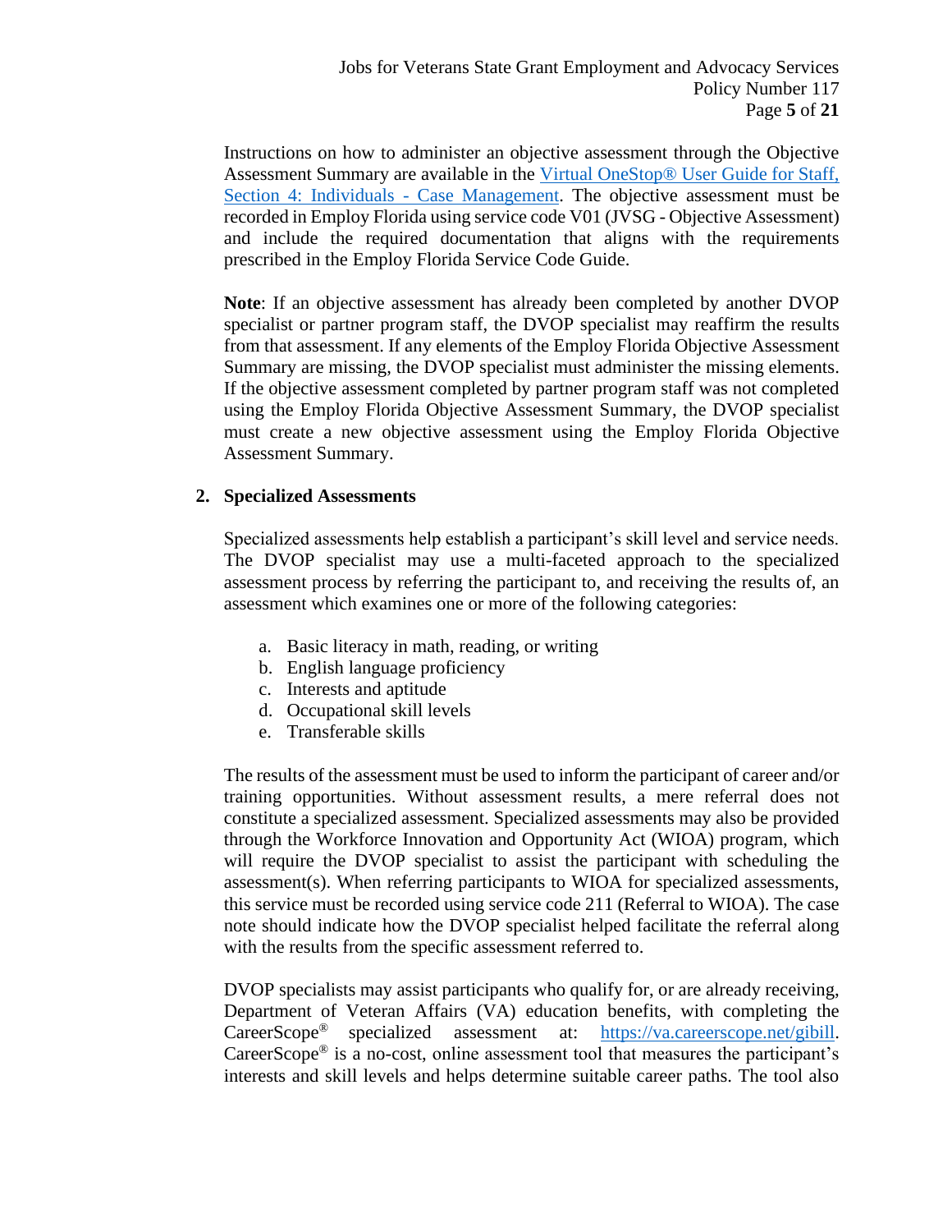Instructions on how to administer an objective assessment through the Objective Assessment Summary are available in the [Virtual OneStop® User Guide for Staff, Section 4: Individuals - Case Management](). The objective assessment must be recorded in Employ Florida using service code V01 (JVSG - Objective Assessment) and include the required documentation that aligns with the requirements prescribed in the Employ Florida Service Code Guide.

**Note**: If an objective assessment has already been completed by another DVOP specialist or partner program staff, the DVOP specialist may reaffirm the results from that assessment. If any elements of the Employ Florida Objective Assessment Summary are missing, the DVOP specialist must administer the missing elements. If the objective assessment completed by partner program staff was not completed using the Employ Florida Objective Assessment Summary, the DVOP specialist must create a new objective assessment using the Employ Florida Objective Assessment Summary.

**2. Specialized Assessments**

Specialized assessments help establish a participant's skill level and service needs. The DVOP specialist may use a multi-faceted approach to the specialized assessment process by referring the participant to, and receiving the results of, an assessment which examines one or more of the following categories:

a. Basic literacy in math, reading, or writing
b. English language proficiency
c. Interests and aptitude
d. Occupational skill levels
e. Transferable skills

The results of the assessment must be used to inform the participant of career and/or training opportunities. Without assessment results, a mere referral does not constitute a specialized assessment. Specialized assessments may also be provided through the Workforce Innovation and Opportunity Act (WIOA) program, which will require the DVOP specialist to assist the participant with scheduling the assessment(s). When referring participants to WIOA for specialized assessments, this service must be recorded using service code 211 (Referral to WIOA). The case note should indicate how the DVOP specialist helped facilitate the referral along with the results from the specific assessment referred to.

DVOP specialists may assist participants who qualify for, or are already receiving, Department of Veteran Affairs (VA) education benefits, with completing the CareerScope® specialized assessment at: [https://va.careerscope.net/gibill](https://va.careerscope.net/gibill). CareerScope® is a no-cost, online assessment tool that measures the participant's interests and skill levels and helps determine suitable career paths. The tool also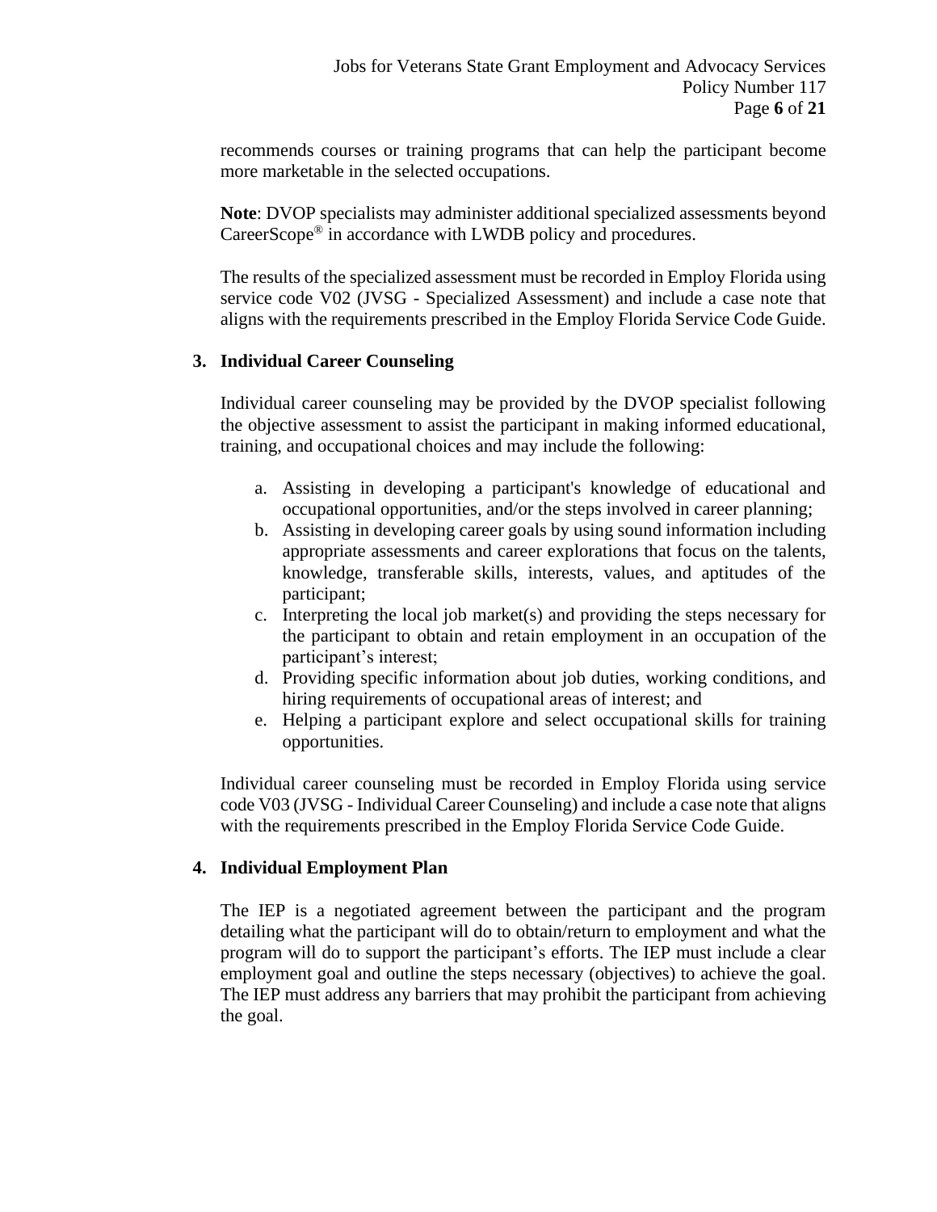recommends courses or training programs that can help the participant become more marketable in the selected occupations.

**Note**: DVOP specialists may administer additional specialized assessments beyond CareerScope® in accordance with LWDB policy and procedures.

The results of the specialized assessment must be recorded in Employ Florida using service code V02 (JVSG - Specialized Assessment) and include a case note that aligns with the requirements prescribed in the Employ Florida Service Code Guide.

**3. Individual Career Counseling**

Individual career counseling may be provided by the DVOP specialist following the objective assessment to assist the participant in making informed educational, training, and occupational choices and may include the following:

a. Assisting in developing a participant's knowledge of educational and occupational opportunities, and/or the steps involved in career planning;
b. Assisting in developing career goals by using sound information including appropriate assessments and career explorations that focus on the talents, knowledge, transferable skills, interests, values, and aptitudes of the participant;
c. Interpreting the local job market(s) and providing the steps necessary for the participant to obtain and retain employment in an occupation of the participant's interest;
d. Providing specific information about job duties, working conditions, and hiring requirements of occupational areas of interest; and
e. Helping a participant explore and select occupational skills for training opportunities.

Individual career counseling must be recorded in Employ Florida using service code V03 (JVSG - Individual Career Counseling) and include a case note that aligns with the requirements prescribed in the Employ Florida Service Code Guide.

**4. Individual Employment Plan**

The IEP is a negotiated agreement between the participant and the program detailing what the participant will do to obtain/return to employment and what the program will do to support the participant's efforts. The IEP must include a clear employment goal and outline the steps necessary (objectives) to achieve the goal. The IEP must address any barriers that may prohibit the participant from achieving the goal.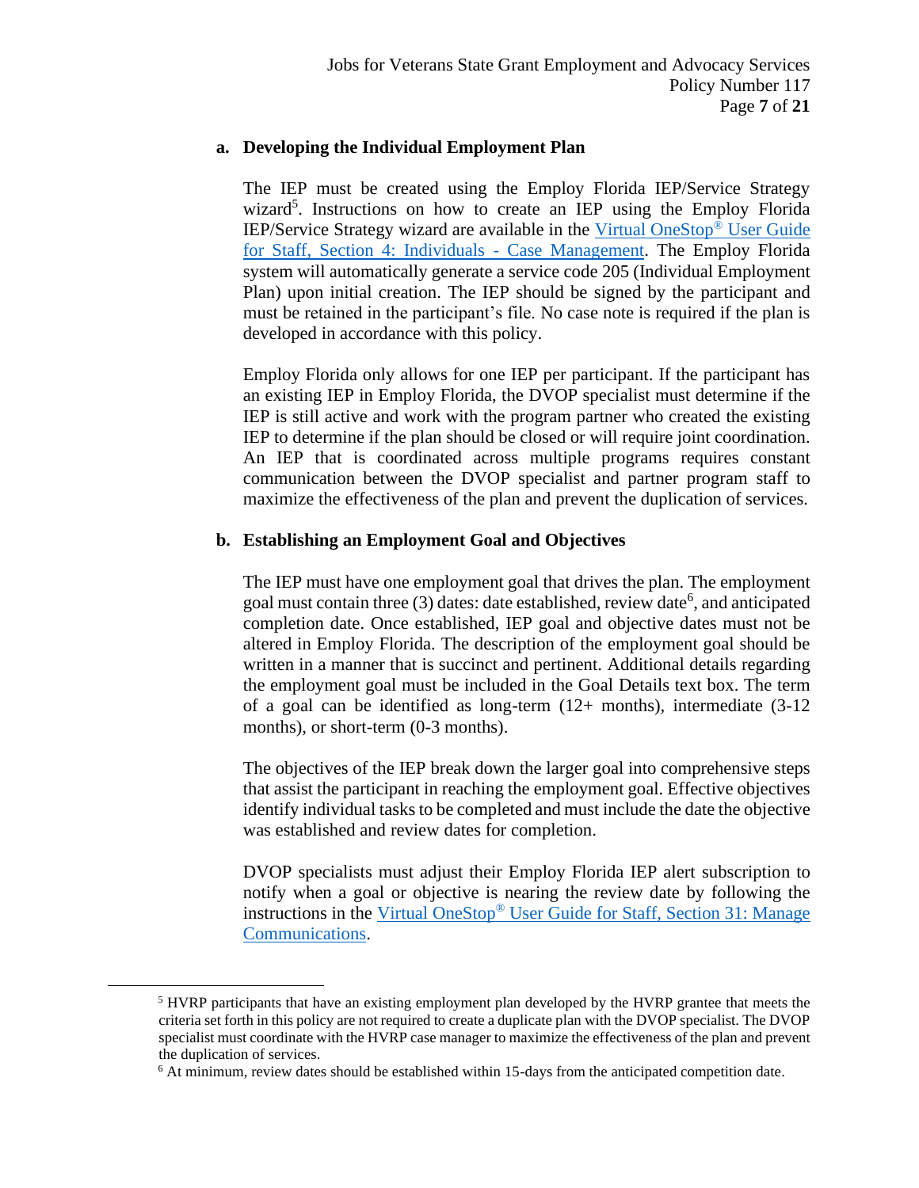### a. Developing the Individual Employment Plan

The IEP must be created using the Employ Florida IEP/Service Strategy wizard[5]. Instructions on how to create an IEP using the Employ Florida IEP/Service Strategy wizard are available in the Virtual OneStop® User Guide for Staff, Section 4: Individuals - Case Management. The Employ Florida system will automatically generate a service code 205 (Individual Employment Plan) upon initial creation. The IEP should be signed by the participant and must be retained in the participant's file. No case note is required if the plan is developed in accordance with this policy.

Employ Florida only allows for one IEP per participant. If the participant has an existing IEP in Employ Florida, the DVOP specialist must determine if the IEP is still active and work with the program partner who created the existing IEP to determine if the plan should be closed or will require joint coordination. An IEP that is coordinated across multiple programs requires constant communication between the DVOP specialist and partner program staff to maximize the effectiveness of the plan and prevent the duplication of services.

### b. Establishing an Employment Goal and Objectives

The IEP must have one employment goal that drives the plan. The employment goal must contain three (3) dates: date established, review date[6], and anticipated completion date. Once established, IEP goal and objective dates must not be altered in Employ Florida. The description of the employment goal should be written in a manner that is succinct and pertinent. Additional details regarding the employment goal must be included in the Goal Details text box. The term of a goal can be identified as long-term (12+ months), intermediate (3-12 months), or short-term (0-3 months).

The objectives of the IEP break down the larger goal into comprehensive steps that assist the participant in reaching the employment goal. Effective objectives identify individual tasks to be completed and must include the date the objective was established and review dates for completion.

DVOP specialists must adjust their Employ Florida IEP alert subscription to notify when a goal or objective is nearing the review date by following the instructions in the Virtual OneStop® User Guide for Staff, Section 31: Manage Communications.

---

[5] HVRP participants that have an existing employment plan developed by the HVRP grantee that meets the criteria set forth in this policy are not required to create a duplicate plan with the DVOP specialist. The DVOP specialist must coordinate with the HVRP case manager to maximize the effectiveness of the plan and prevent the duplication of services.

[6] At minimum, review dates should be established within 15-days from the anticipated competition date.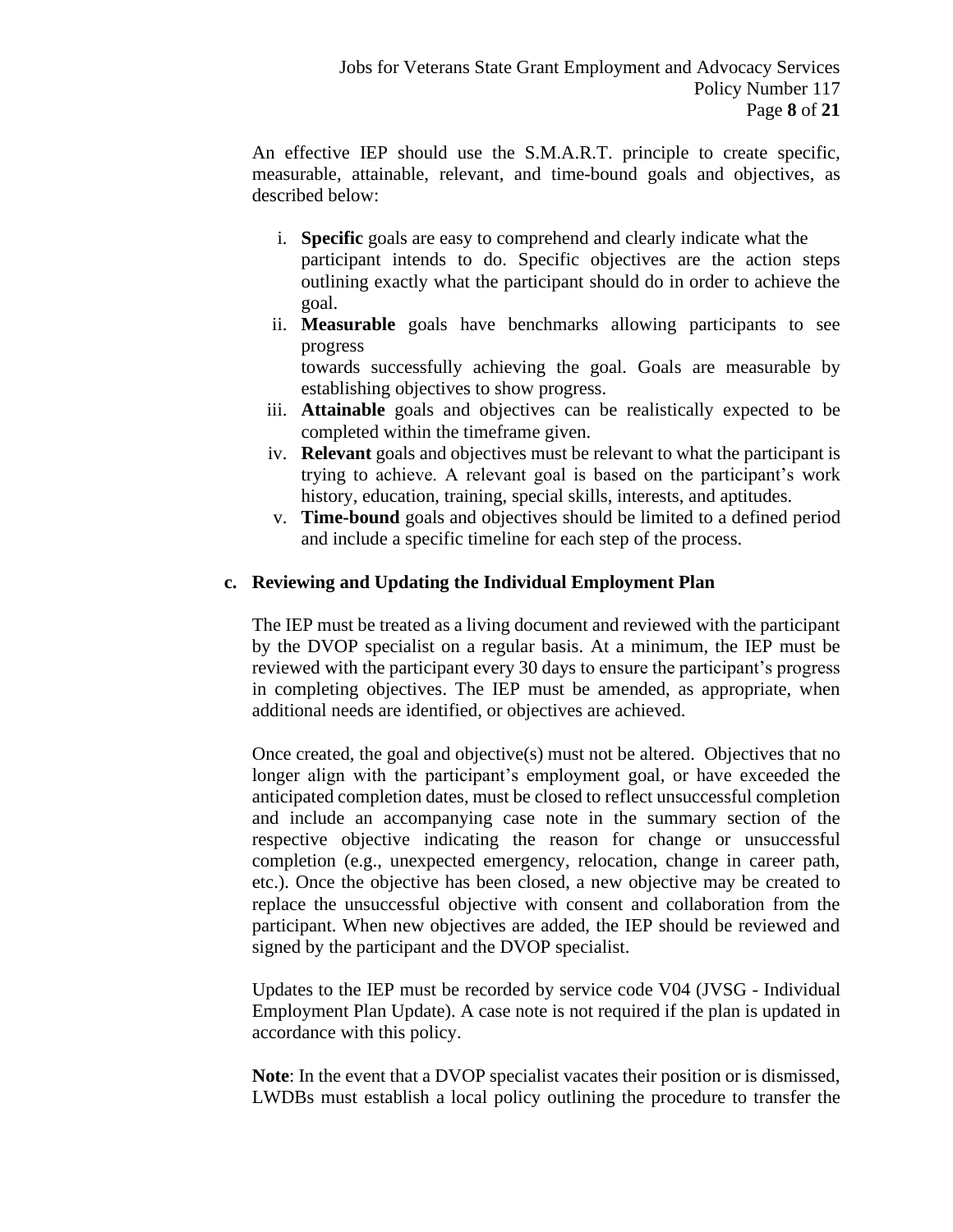An effective IEP should use the S.M.A.R.T. principle to create specific, measurable, attainable, relevant, and time-bound goals and objectives, as described below:

i. **Specific** goals are easy to comprehend and clearly indicate what the participant intends to do. Specific objectives are the action steps outlining exactly what the participant should do in order to achieve the goal.
ii. **Measurable** goals have benchmarks allowing participants to see progress towards successfully achieving the goal. Goals are measurable by establishing objectives to show progress.
iii. **Attainable** goals and objectives can be realistically expected to be completed within the timeframe given.
iv. **Relevant** goals and objectives must be relevant to what the participant is trying to achieve. A relevant goal is based on the participant's work history, education, training, special skills, interests, and aptitudes.
v. **Time-bound** goals and objectives should be limited to a defined period and include a specific timeline for each step of the process.

**c. Reviewing and Updating the Individual Employment Plan**

The IEP must be treated as a living document and reviewed with the participant by the DVOP specialist on a regular basis. At a minimum, the IEP must be reviewed with the participant every 30 days to ensure the participant's progress in completing objectives. The IEP must be amended, as appropriate, when additional needs are identified, or objectives are achieved.

Once created, the goal and objective(s) must not be altered. Objectives that no longer align with the participant's employment goal, or have exceeded the anticipated completion dates, must be closed to reflect unsuccessful completion and include an accompanying case note in the summary section of the respective objective indicating the reason for change or unsuccessful completion (e.g., unexpected emergency, relocation, change in career path, etc.). Once the objective has been closed, a new objective may be created to replace the unsuccessful objective with consent and collaboration from the participant. When new objectives are added, the IEP should be reviewed and signed by the participant and the DVOP specialist.

Updates to the IEP must be recorded by service code V04 (JVSG - Individual Employment Plan Update). A case note is not required if the plan is updated in accordance with this policy.

**Note**: In the event that a DVOP specialist vacates their position or is dismissed, LWDBs must establish a local policy outlining the procedure to transfer the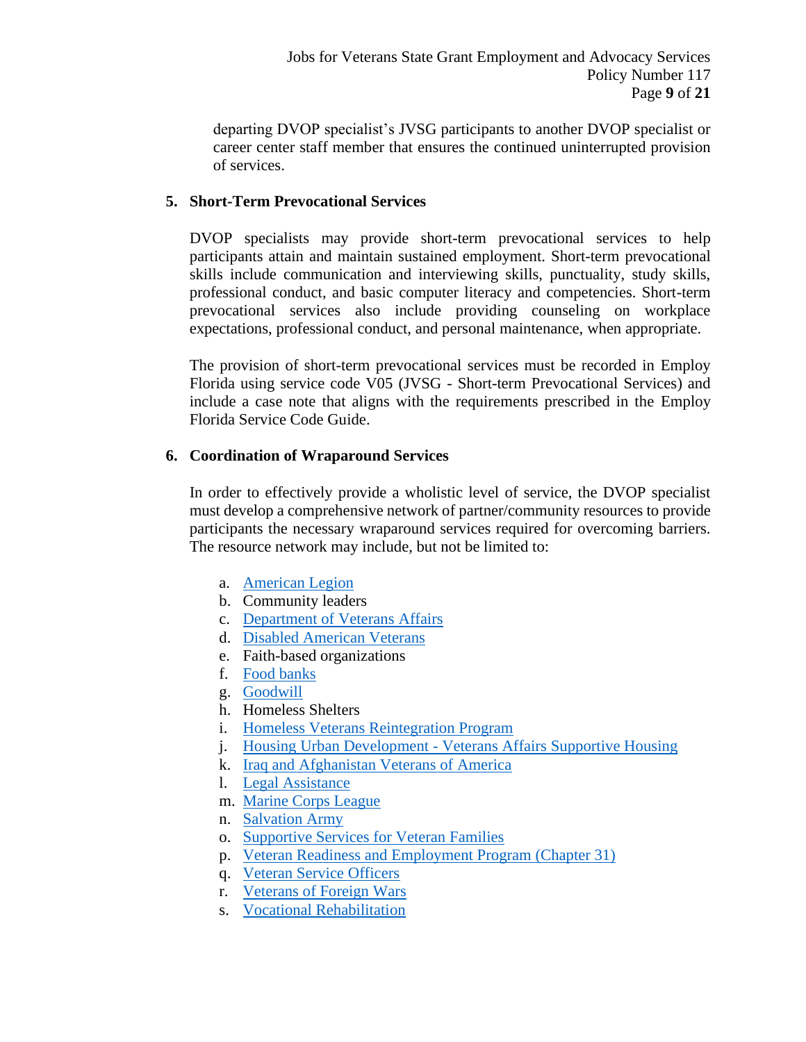departing DVOP specialist's JVSG participants to another DVOP specialist or career center staff member that ensures the continued uninterrupted provision of services.

**5. Short-Term Prevocational Services**

DVOP specialists may provide short-term prevocational services to help participants attain and maintain sustained employment. Short-term prevocational skills include communication and interviewing skills, punctuality, study skills, professional conduct, and basic computer literacy and competencies. Short-term prevocational services also include providing counseling on workplace expectations, professional conduct, and personal maintenance, when appropriate.

The provision of short-term prevocational services must be recorded in Employ Florida using service code V05 (JVSG - Short-term Prevocational Services) and include a case note that aligns with the requirements prescribed in the Employ Florida Service Code Guide.

**6. Coordination of Wraparound Services**

In order to effectively provide a wholistic level of service, the DVOP specialist must develop a comprehensive network of partner/community resources to provide participants the necessary wraparound services required for overcoming barriers. The resource network may include, but not be limited to:

a. American Legion
b. Community leaders
c. Department of Veterans Affairs
d. Disabled American Veterans
e. Faith-based organizations
f. Food banks
g. Goodwill
h. Homeless Shelters
i. Homeless Veterans Reintegration Program
j. Housing Urban Development - Veterans Affairs Supportive Housing
k. Iraq and Afghanistan Veterans of America
l. Legal Assistance
m. Marine Corps League
n. Salvation Army
o. Supportive Services for Veteran Families
p. Veteran Readiness and Employment Program (Chapter 31)
q. Veteran Service Officers
r. Veterans of Foreign Wars
s. Vocational Rehabilitation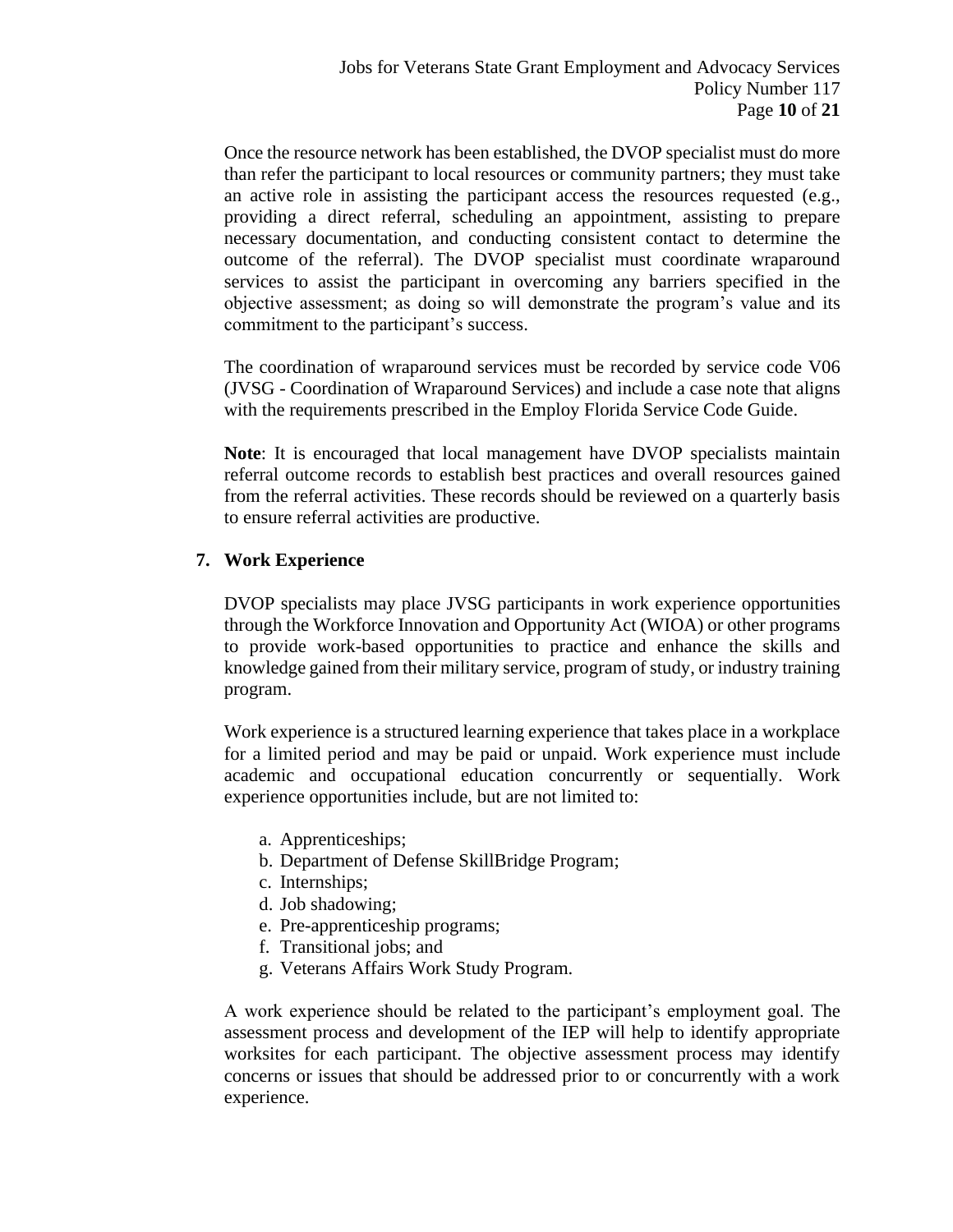Once the resource network has been established, the DVOP specialist must do more than refer the participant to local resources or community partners; they must take an active role in assisting the participant access the resources requested (e.g., providing a direct referral, scheduling an appointment, assisting to prepare necessary documentation, and conducting consistent contact to determine the outcome of the referral). The DVOP specialist must coordinate wraparound services to assist the participant in overcoming any barriers specified in the objective assessment; as doing so will demonstrate the program's value and its commitment to the participant's success.

The coordination of wraparound services must be recorded by service code V06 (JVSG - Coordination of Wraparound Services) and include a case note that aligns with the requirements prescribed in the Employ Florida Service Code Guide.

**Note**: It is encouraged that local management have DVOP specialists maintain referral outcome records to establish best practices and overall resources gained from the referral activities. These records should be reviewed on a quarterly basis to ensure referral activities are productive.

**7. Work Experience**

DVOP specialists may place JVSG participants in work experience opportunities through the Workforce Innovation and Opportunity Act (WIOA) or other programs to provide work-based opportunities to practice and enhance the skills and knowledge gained from their military service, program of study, or industry training program.

Work experience is a structured learning experience that takes place in a workplace for a limited period and may be paid or unpaid. Work experience must include academic and occupational education concurrently or sequentially. Work experience opportunities include, but are not limited to:

a. Apprenticeships;
b. Department of Defense SkillBridge Program;
c. Internships;
d. Job shadowing;
e. Pre-apprenticeship programs;
f. Transitional jobs; and
g. Veterans Affairs Work Study Program.

A work experience should be related to the participant's employment goal. The assessment process and development of the IEP will help to identify appropriate worksites for each participant. The objective assessment process may identify concerns or issues that should be addressed prior to or concurrently with a work experience.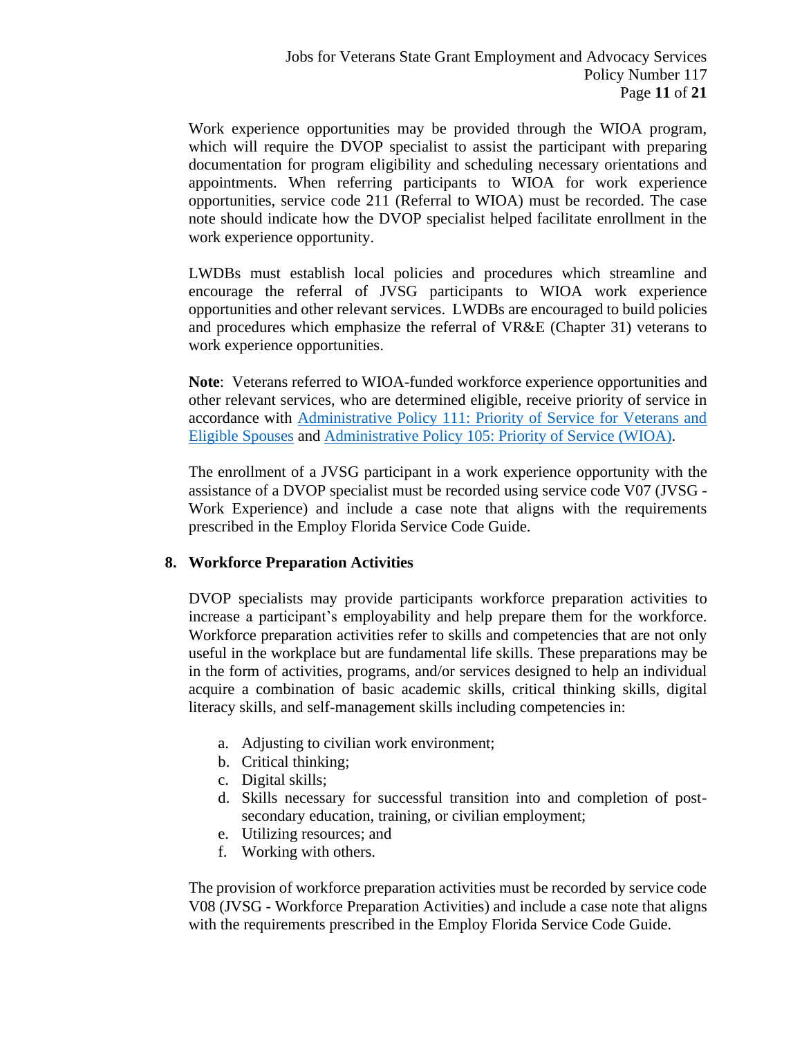Work experience opportunities may be provided through the WIOA program, which will require the DVOP specialist to assist the participant with preparing documentation for program eligibility and scheduling necessary orientations and appointments. When referring participants to WIOA for work experience opportunities, service code 211 (Referral to WIOA) must be recorded. The case note should indicate how the DVOP specialist helped facilitate enrollment in the work experience opportunity.

LWDBs must establish local policies and procedures which streamline and encourage the referral of JVSG participants to WIOA work experience opportunities and other relevant services. LWDBs are encouraged to build policies and procedures which emphasize the referral of VR&E (Chapter 31) veterans to work experience opportunities.

**Note**: Veterans referred to WIOA-funded workforce experience opportunities and other relevant services, who are determined eligible, receive priority of service in accordance with [Administrative Policy 111: Priority of Service for Veterans and Eligible Spouses]() and [Administrative Policy 105: Priority of Service (WIOA)]().

The enrollment of a JVSG participant in a work experience opportunity with the assistance of a DVOP specialist must be recorded using service code V07 (JVSG - Work Experience) and include a case note that aligns with the requirements prescribed in the Employ Florida Service Code Guide.

## 8. Workforce Preparation Activities

DVOP specialists may provide participants workforce preparation activities to increase a participant's employability and help prepare them for the workforce. Workforce preparation activities refer to skills and competencies that are not only useful in the workplace but are fundamental life skills. These preparations may be in the form of activities, programs, and/or services designed to help an individual acquire a combination of basic academic skills, critical thinking skills, digital literacy skills, and self-management skills including competencies in:

a. Adjusting to civilian work environment;
b. Critical thinking;
c. Digital skills;
d. Skills necessary for successful transition into and completion of post-secondary education, training, or civilian employment;
e. Utilizing resources; and
f. Working with others.

The provision of workforce preparation activities must be recorded by service code V08 (JVSG - Workforce Preparation Activities) and include a case note that aligns with the requirements prescribed in the Employ Florida Service Code Guide.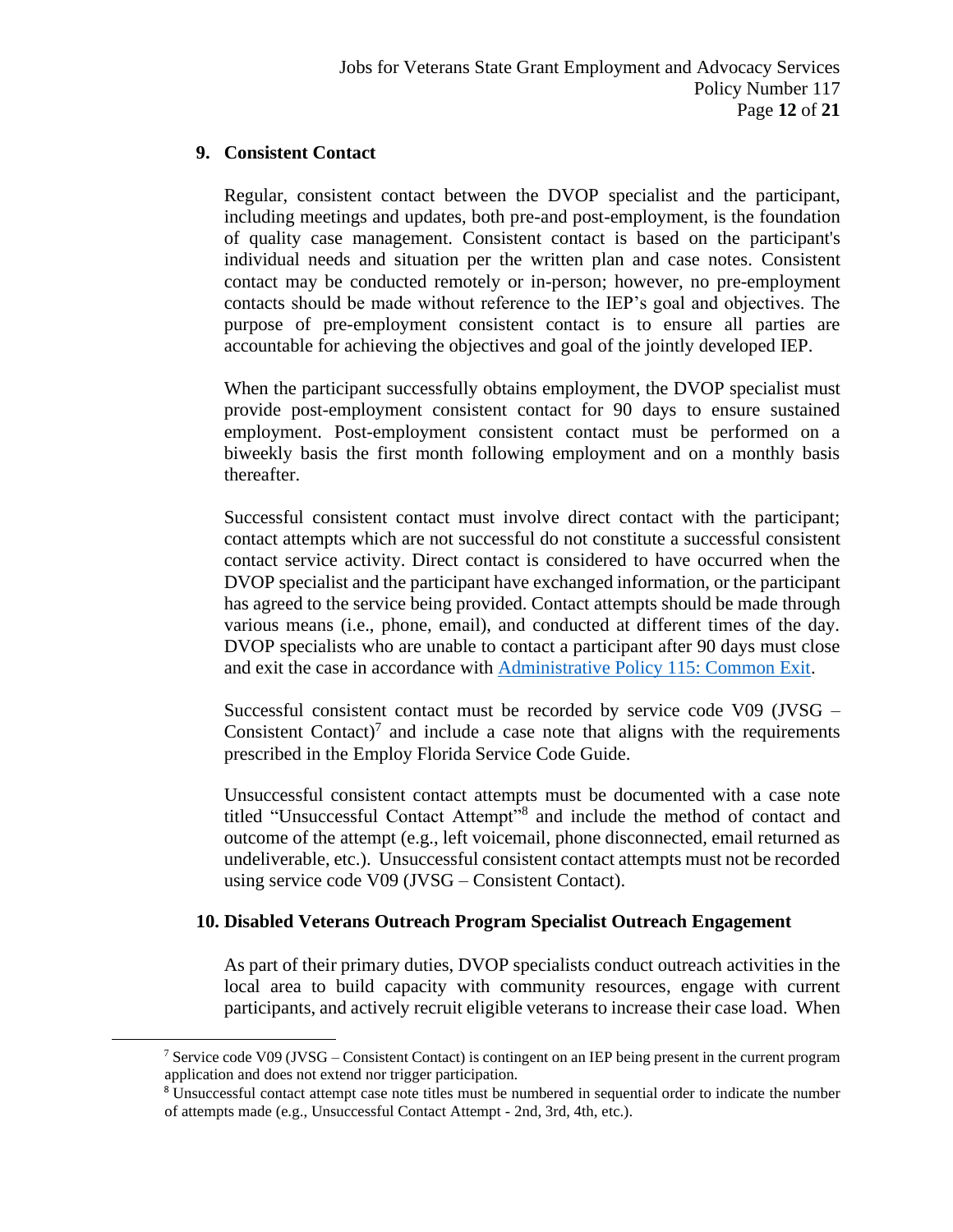## 9. Consistent Contact

Regular, consistent contact between the DVOP specialist and the participant, including meetings and updates, both pre-and post-employment, is the foundation of quality case management. Consistent contact is based on the participant's individual needs and situation per the written plan and case notes. Consistent contact may be conducted remotely or in-person; however, no pre-employment contacts should be made without reference to the IEP's goal and objectives. The purpose of pre-employment consistent contact is to ensure all parties are accountable for achieving the objectives and goal of the jointly developed IEP.

When the participant successfully obtains employment, the DVOP specialist must provide post-employment consistent contact for 90 days to ensure sustained employment. Post-employment consistent contact must be performed on a biweekly basis the first month following employment and on a monthly basis thereafter.

Successful consistent contact must involve direct contact with the participant; contact attempts which are not successful do not constitute a successful consistent contact service activity. Direct contact is considered to have occurred when the DVOP specialist and the participant have exchanged information, or the participant has agreed to the service being provided. Contact attempts should be made through various means (i.e., phone, email), and conducted at different times of the day. DVOP specialists who are unable to contact a participant after 90 days must close and exit the case in accordance with [Administrative Policy 115: Common Exit](#).

Successful consistent contact must be recorded by service code V09 (JVSG – Consistent Contact)[7] and include a case note that aligns with the requirements prescribed in the Employ Florida Service Code Guide.

Unsuccessful consistent contact attempts must be documented with a case note titled "Unsuccessful Contact Attempt"[8] and include the method of contact and outcome of the attempt (e.g., left voicemail, phone disconnected, email returned as undeliverable, etc.). Unsuccessful consistent contact attempts must not be recorded using service code V09 (JVSG – Consistent Contact).

## 10. Disabled Veterans Outreach Program Specialist Outreach Engagement

As part of their primary duties, DVOP specialists conduct outreach activities in the local area to build capacity with community resources, engage with current participants, and actively recruit eligible veterans to increase their case load. When

---

[7] Service code V09 (JVSG – Consistent Contact) is contingent on an IEP being present in the current program application and does not extend nor trigger participation.

[8] Unsuccessful contact attempt case note titles must be numbered in sequential order to indicate the number of attempts made (e.g., Unsuccessful Contact Attempt - 2nd, 3rd, 4th, etc.).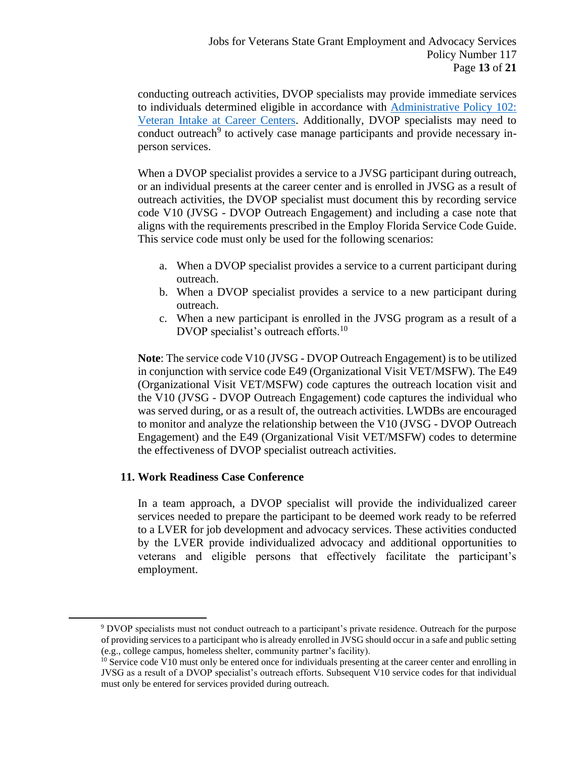conducting outreach activities, DVOP specialists may provide immediate services to individuals determined eligible in accordance with [Administrative Policy 102: Veteran Intake at Career Centers](). Additionally, DVOP specialists may need to conduct outreach[9] to actively case manage participants and provide necessary in-person services.

When a DVOP specialist provides a service to a JVSG participant during outreach, or an individual presents at the career center and is enrolled in JVSG as a result of outreach activities, the DVOP specialist must document this by recording service code V10 (JVSG - DVOP Outreach Engagement) and including a case note that aligns with the requirements prescribed in the Employ Florida Service Code Guide. This service code must only be used for the following scenarios:

a. When a DVOP specialist provides a service to a current participant during outreach.
b. When a DVOP specialist provides a service to a new participant during outreach.
c. When a new participant is enrolled in the JVSG program as a result of a DVOP specialist's outreach efforts.[10]

**Note**: The service code V10 (JVSG - DVOP Outreach Engagement) is to be utilized in conjunction with service code E49 (Organizational Visit VET/MSFW). The E49 (Organizational Visit VET/MSFW) code captures the outreach location visit and the V10 (JVSG - DVOP Outreach Engagement) code captures the individual who was served during, or as a result of, the outreach activities. LWDBs are encouraged to monitor and analyze the relationship between the V10 (JVSG - DVOP Outreach Engagement) and the E49 (Organizational Visit VET/MSFW) codes to determine the effectiveness of DVOP specialist outreach activities.

### 11. Work Readiness Case Conference

In a team approach, a DVOP specialist will provide the individualized career services needed to prepare the participant to be deemed work ready to be referred to a LVER for job development and advocacy services. These activities conducted by the LVER provide individualized advocacy and additional opportunities to veterans and eligible persons that effectively facilitate the participant's employment.

---

[9] DVOP specialists must not conduct outreach to a participant's private residence. Outreach for the purpose of providing services to a participant who is already enrolled in JVSG should occur in a safe and public setting (e.g., college campus, homeless shelter, community partner's facility).

[10] Service code V10 must only be entered once for individuals presenting at the career center and enrolling in JVSG as a result of a DVOP specialist's outreach efforts. Subsequent V10 service codes for that individual must only be entered for services provided during outreach.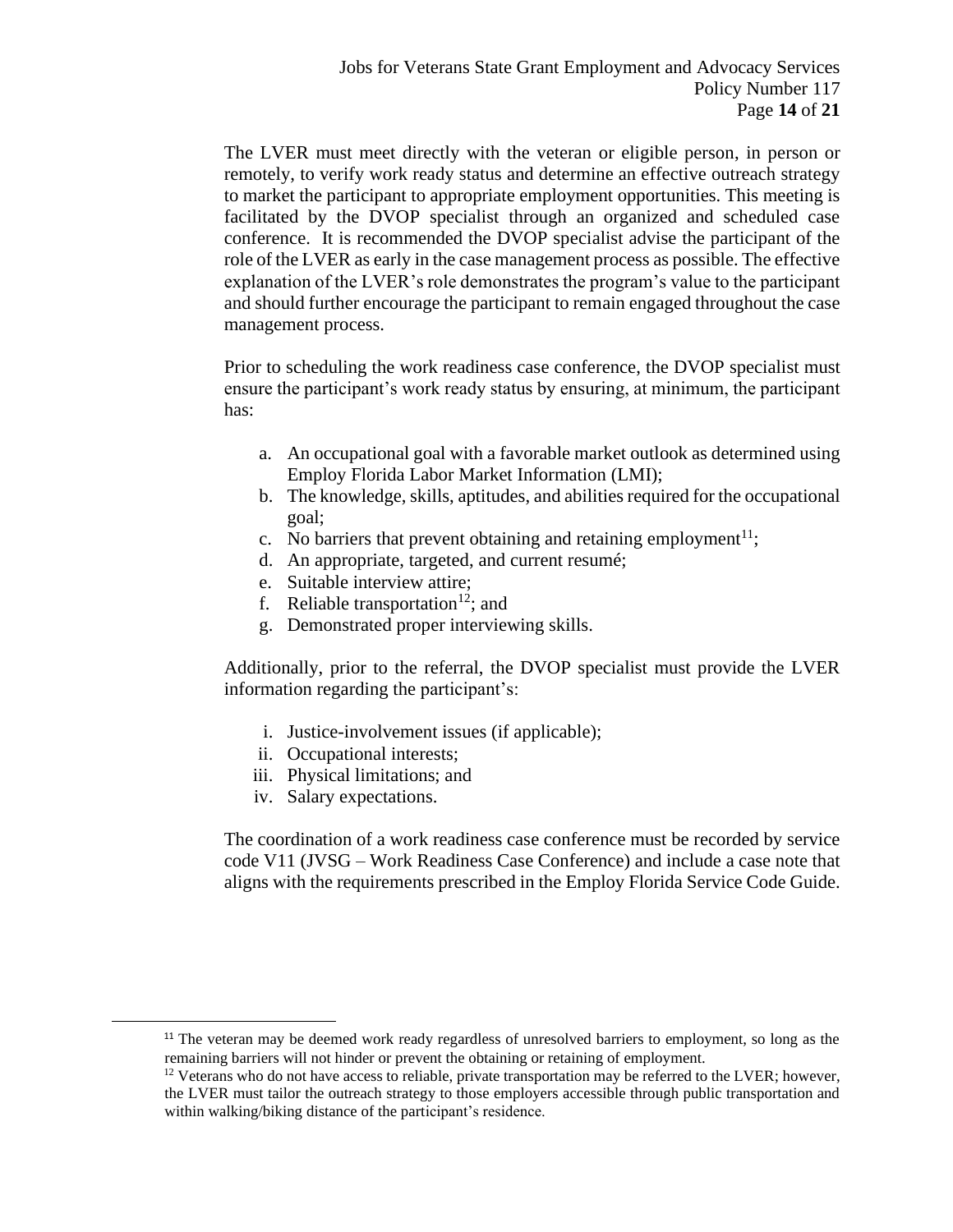The LVER must meet directly with the veteran or eligible person, in person or remotely, to verify work ready status and determine an effective outreach strategy to market the participant to appropriate employment opportunities. This meeting is facilitated by the DVOP specialist through an organized and scheduled case conference. It is recommended the DVOP specialist advise the participant of the role of the LVER as early in the case management process as possible. The effective explanation of the LVER's role demonstrates the program's value to the participant and should further encourage the participant to remain engaged throughout the case management process.

Prior to scheduling the work readiness case conference, the DVOP specialist must ensure the participant's work ready status by ensuring, at minimum, the participant has:

a. An occupational goal with a favorable market outlook as determined using Employ Florida Labor Market Information (LMI);
b. The knowledge, skills, aptitudes, and abilities required for the occupational goal;
c. No barriers that prevent obtaining and retaining employment[11];
d. An appropriate, targeted, and current resumé;
e. Suitable interview attire;
f. Reliable transportation[12]; and
g. Demonstrated proper interviewing skills.

Additionally, prior to the referral, the DVOP specialist must provide the LVER information regarding the participant's:

i. Justice-involvement issues (if applicable);
ii. Occupational interests;
iii. Physical limitations; and
iv. Salary expectations.

The coordination of a work readiness case conference must be recorded by service code V11 (JVSG – Work Readiness Case Conference) and include a case note that aligns with the requirements prescribed in the Employ Florida Service Code Guide.

---

[11] The veteran may be deemed work ready regardless of unresolved barriers to employment, so long as the remaining barriers will not hinder or prevent the obtaining or retaining of employment.

[12] Veterans who do not have access to reliable, private transportation may be referred to the LVER; however, the LVER must tailor the outreach strategy to those employers accessible through public transportation and within walking/biking distance of the participant's residence.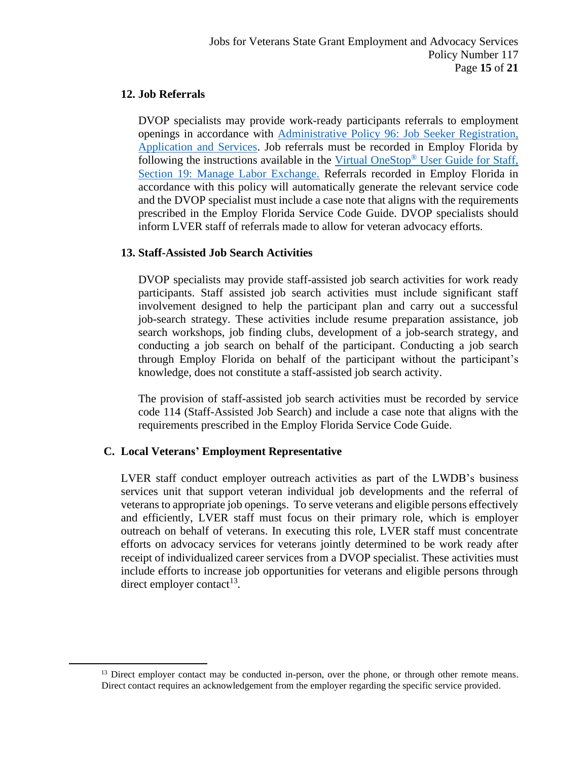### 12. Job Referrals

DVOP specialists may provide work-ready participants referrals to employment openings in accordance with [Administrative Policy 96: Job Seeker Registration, Application and Services](). Job referrals must be recorded in Employ Florida by following the instructions available in the [Virtual OneStop® User Guide for Staff, Section 19: Manage Labor Exchange.]() Referrals recorded in Employ Florida in accordance with this policy will automatically generate the relevant service code and the DVOP specialist must include a case note that aligns with the requirements prescribed in the Employ Florida Service Code Guide. DVOP specialists should inform LVER staff of referrals made to allow for veteran advocacy efforts.

### 13. Staff-Assisted Job Search Activities

DVOP specialists may provide staff-assisted job search activities for work ready participants. Staff assisted job search activities must include significant staff involvement designed to help the participant plan and carry out a successful job-search strategy. These activities include resume preparation assistance, job search workshops, job finding clubs, development of a job-search strategy, and conducting a job search on behalf of the participant. Conducting a job search through Employ Florida on behalf of the participant without the participant's knowledge, does not constitute a staff-assisted job search activity.

The provision of staff-assisted job search activities must be recorded by service code 114 (Staff-Assisted Job Search) and include a case note that aligns with the requirements prescribed in the Employ Florida Service Code Guide.

## C. Local Veterans' Employment Representative

LVER staff conduct employer outreach activities as part of the LWDB's business services unit that support veteran individual job developments and the referral of veterans to appropriate job openings. To serve veterans and eligible persons effectively and efficiently, LVER staff must focus on their primary role, which is employer outreach on behalf of veterans. In executing this role, LVER staff must concentrate efforts on advocacy services for veterans jointly determined to be work ready after receipt of individualized career services from a DVOP specialist. These activities must include efforts to increase job opportunities for veterans and eligible persons through direct employer contact[13].

---

[13] Direct employer contact may be conducted in-person, over the phone, or through other remote means. Direct contact requires an acknowledgement from the employer regarding the specific service provided.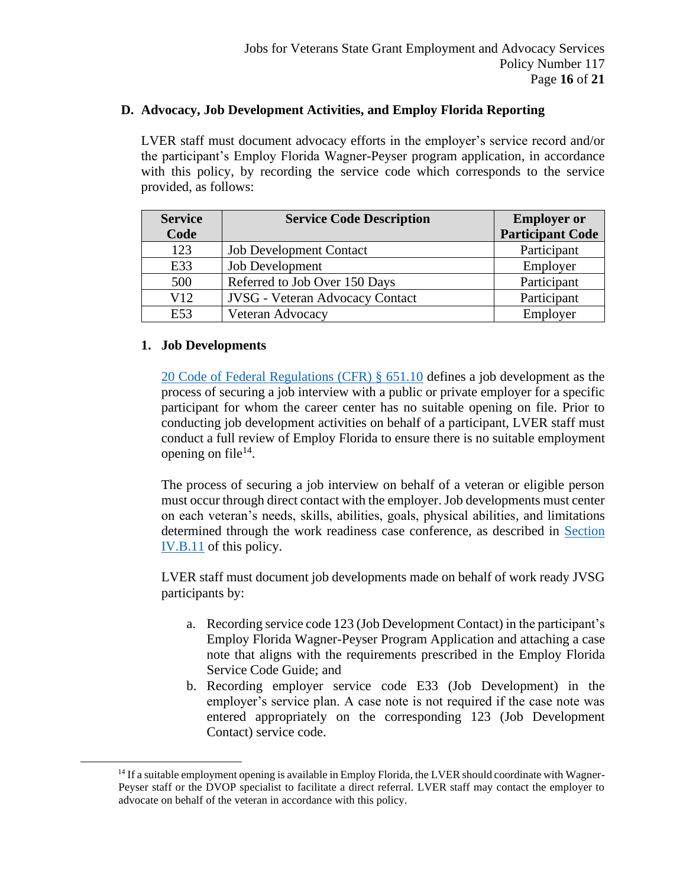## D. Advocacy, Job Development Activities, and Employ Florida Reporting

LVER staff must document advocacy efforts in the employer's service record and/or the participant's Employ Florida Wagner-Peyser program application, in accordance with this policy, by recording the service code which corresponds to the service provided, as follows:

| Service Code | Service Code Description | Employer or Participant Code |
|---|---|---|
| 123 | Job Development Contact | Participant |
| E33 | Job Development | Employer |
| 500 | Referred to Job Over 150 Days | Participant |
| V12 | JVSG - Veteran Advocacy Contact | Participant |
| E53 | Veteran Advocacy | Employer |

### 1. Job Developments

[20 Code of Federal Regulations (CFR) § 651.10](#) defines a job development as the process of securing a job interview with a public or private employer for a specific participant for whom the career center has no suitable opening on file. Prior to conducting job development activities on behalf of a participant, LVER staff must conduct a full review of Employ Florida to ensure there is no suitable employment opening on file[14].

The process of securing a job interview on behalf of a veteran or eligible person must occur through direct contact with the employer. Job developments must center on each veteran's needs, skills, abilities, goals, physical abilities, and limitations determined through the work readiness case conference, as described in [Section IV.B.11](#) of this policy.

LVER staff must document job developments made on behalf of work ready JVSG participants by:

a. Recording service code 123 (Job Development Contact) in the participant's Employ Florida Wagner-Peyser Program Application and attaching a case note that aligns with the requirements prescribed in the Employ Florida Service Code Guide; and

b. Recording employer service code E33 (Job Development) in the employer's service plan. A case note is not required if the case note was entered appropriately on the corresponding 123 (Job Development Contact) service code.

[14] If a suitable employment opening is available in Employ Florida, the LVER should coordinate with Wagner-Peyser staff or the DVOP specialist to facilitate a direct referral. LVER staff may contact the employer to advocate on behalf of the veteran in accordance with this policy.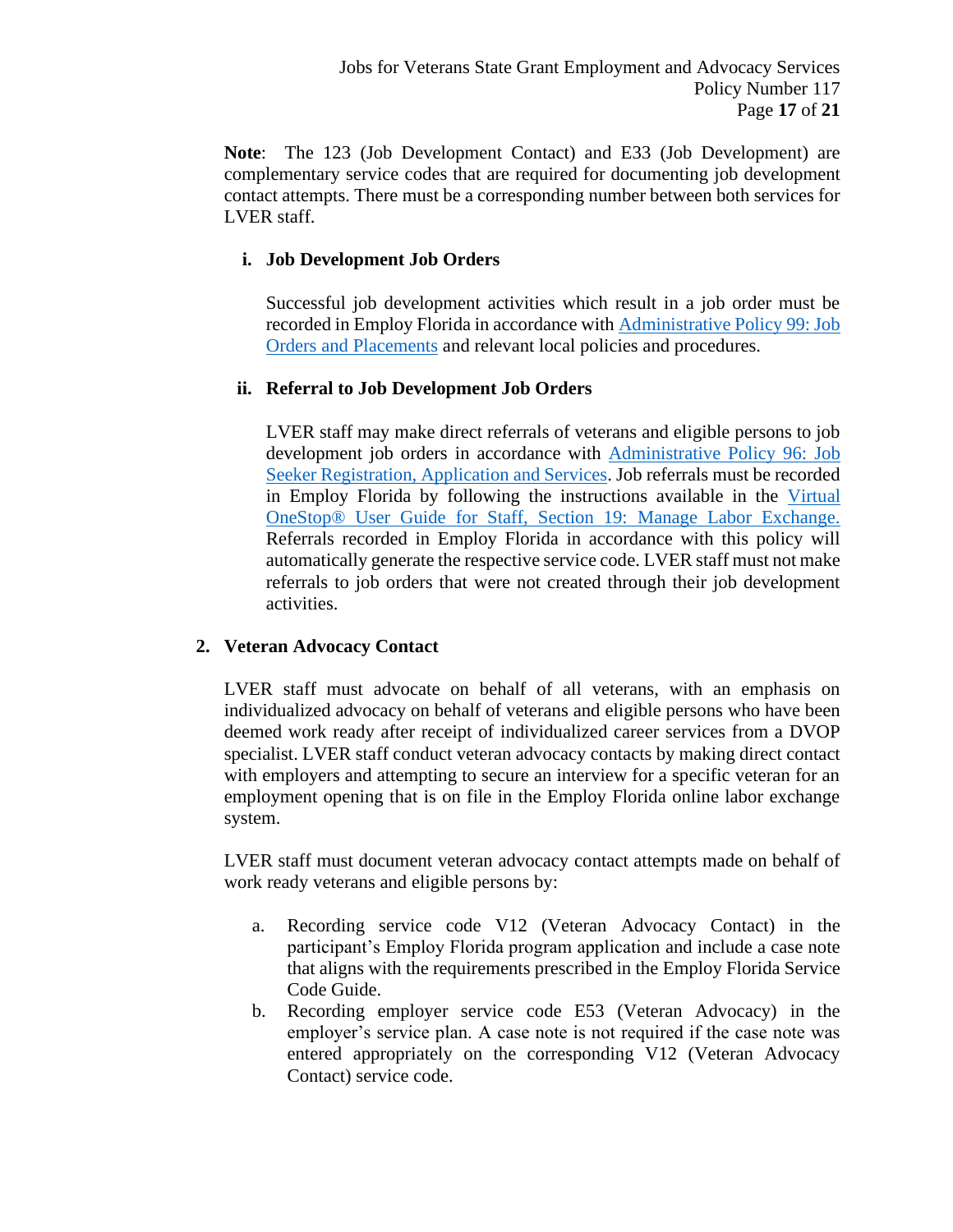**Note**: The 123 (Job Development Contact) and E33 (Job Development) are complementary service codes that are required for documenting job development contact attempts. There must be a corresponding number between both services for LVER staff.

**i. Job Development Job Orders**

Successful job development activities which result in a job order must be recorded in Employ Florida in accordance with [Administrative Policy 99: Job Orders and Placements]() and relevant local policies and procedures.

**ii. Referral to Job Development Job Orders**

LVER staff may make direct referrals of veterans and eligible persons to job development job orders in accordance with [Administrative Policy 96: Job Seeker Registration, Application and Services](). Job referrals must be recorded in Employ Florida by following the instructions available in the [Virtual OneStop® User Guide for Staff, Section 19: Manage Labor Exchange.]() Referrals recorded in Employ Florida in accordance with this policy will automatically generate the respective service code. LVER staff must not make referrals to job orders that were not created through their job development activities.

**2. Veteran Advocacy Contact**

LVER staff must advocate on behalf of all veterans, with an emphasis on individualized advocacy on behalf of veterans and eligible persons who have been deemed work ready after receipt of individualized career services from a DVOP specialist. LVER staff conduct veteran advocacy contacts by making direct contact with employers and attempting to secure an interview for a specific veteran for an employment opening that is on file in the Employ Florida online labor exchange system.

LVER staff must document veteran advocacy contact attempts made on behalf of work ready veterans and eligible persons by:

a. Recording service code V12 (Veteran Advocacy Contact) in the participant's Employ Florida program application and include a case note that aligns with the requirements prescribed in the Employ Florida Service Code Guide.
b. Recording employer service code E53 (Veteran Advocacy) in the employer's service plan. A case note is not required if the case note was entered appropriately on the corresponding V12 (Veteran Advocacy Contact) service code.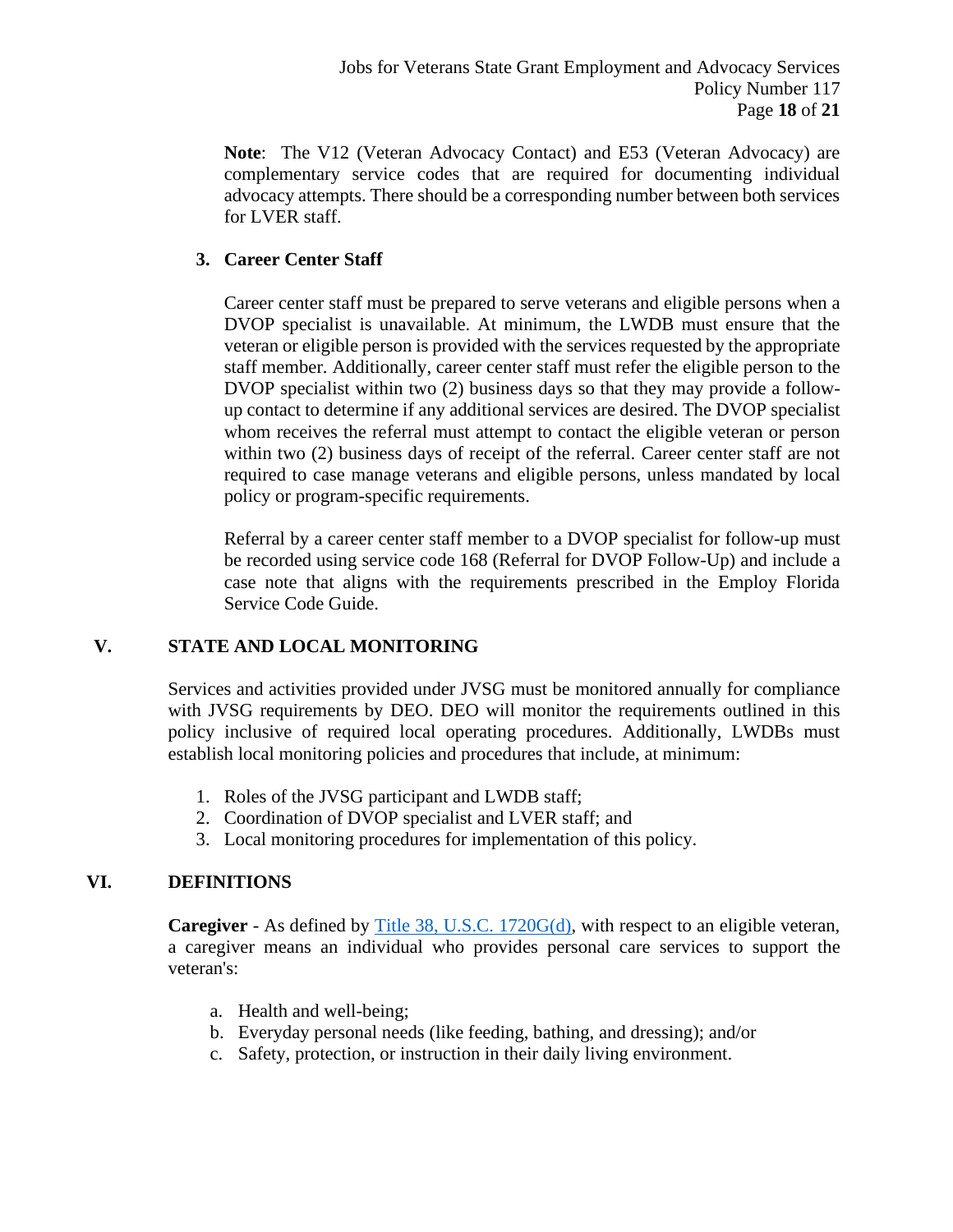**Note**: The V12 (Veteran Advocacy Contact) and E53 (Veteran Advocacy) are complementary service codes that are required for documenting individual advocacy attempts. There should be a corresponding number between both services for LVER staff.

### 3. Career Center Staff

Career center staff must be prepared to serve veterans and eligible persons when a DVOP specialist is unavailable. At minimum, the LWDB must ensure that the veteran or eligible person is provided with the services requested by the appropriate staff member. Additionally, career center staff must refer the eligible person to the DVOP specialist within two (2) business days so that they may provide a follow-up contact to determine if any additional services are desired. The DVOP specialist whom receives the referral must attempt to contact the eligible veteran or person within two (2) business days of receipt of the referral. Career center staff are not required to case manage veterans and eligible persons, unless mandated by local policy or program-specific requirements.

Referral by a career center staff member to a DVOP specialist for follow-up must be recorded using service code 168 (Referral for DVOP Follow-Up) and include a case note that aligns with the requirements prescribed in the Employ Florida Service Code Guide.

## V. STATE AND LOCAL MONITORING

Services and activities provided under JVSG must be monitored annually for compliance with JVSG requirements by DEO. DEO will monitor the requirements outlined in this policy inclusive of required local operating procedures. Additionally, LWDBs must establish local monitoring policies and procedures that include, at minimum:

1. Roles of the JVSG participant and LWDB staff;
2. Coordination of DVOP specialist and LVER staff; and
3. Local monitoring procedures for implementation of this policy.

## VI. DEFINITIONS

**Caregiver** - As defined by [Title 38, U.S.C. 1720G(d)](), with respect to an eligible veteran, a caregiver means an individual who provides personal care services to support the veteran's:

a. Health and well-being;
b. Everyday personal needs (like feeding, bathing, and dressing); and/or
c. Safety, protection, or instruction in their daily living environment.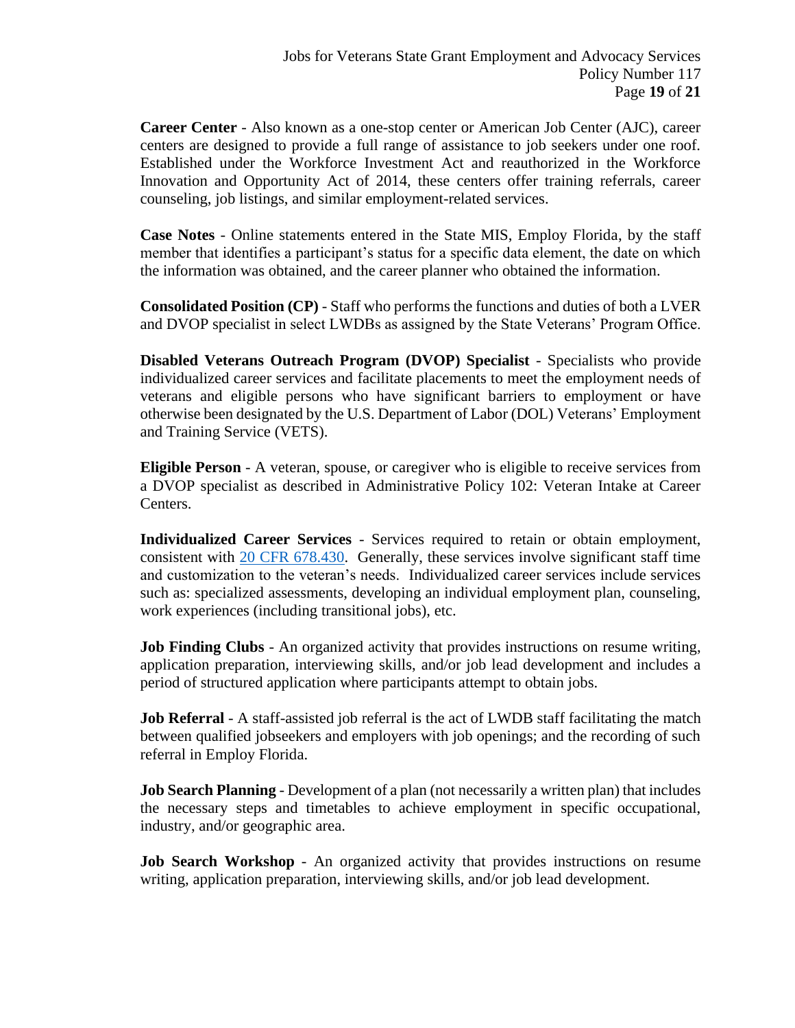**Career Center** - Also known as a one-stop center or American Job Center (AJC), career centers are designed to provide a full range of assistance to job seekers under one roof. Established under the Workforce Investment Act and reauthorized in the Workforce Innovation and Opportunity Act of 2014, these centers offer training referrals, career counseling, job listings, and similar employment-related services.

**Case Notes** - Online statements entered in the State MIS, Employ Florida, by the staff member that identifies a participant's status for a specific data element, the date on which the information was obtained, and the career planner who obtained the information.

**Consolidated Position (CP)** - Staff who performs the functions and duties of both a LVER and DVOP specialist in select LWDBs as assigned by the State Veterans' Program Office.

**Disabled Veterans Outreach Program (DVOP) Specialist** - Specialists who provide individualized career services and facilitate placements to meet the employment needs of veterans and eligible persons who have significant barriers to employment or have otherwise been designated by the U.S. Department of Labor (DOL) Veterans' Employment and Training Service (VETS).

**Eligible Person** - A veteran, spouse, or caregiver who is eligible to receive services from a DVOP specialist as described in Administrative Policy 102: Veteran Intake at Career Centers.

**Individualized Career Services** - Services required to retain or obtain employment, consistent with 20 CFR 678.430. Generally, these services involve significant staff time and customization to the veteran's needs. Individualized career services include services such as: specialized assessments, developing an individual employment plan, counseling, work experiences (including transitional jobs), etc.

**Job Finding Clubs** - An organized activity that provides instructions on resume writing, application preparation, interviewing skills, and/or job lead development and includes a period of structured application where participants attempt to obtain jobs.

**Job Referral** - A staff-assisted job referral is the act of LWDB staff facilitating the match between qualified jobseekers and employers with job openings; and the recording of such referral in Employ Florida.

**Job Search Planning** - Development of a plan (not necessarily a written plan) that includes the necessary steps and timetables to achieve employment in specific occupational, industry, and/or geographic area.

**Job Search Workshop** - An organized activity that provides instructions on resume writing, application preparation, interviewing skills, and/or job lead development.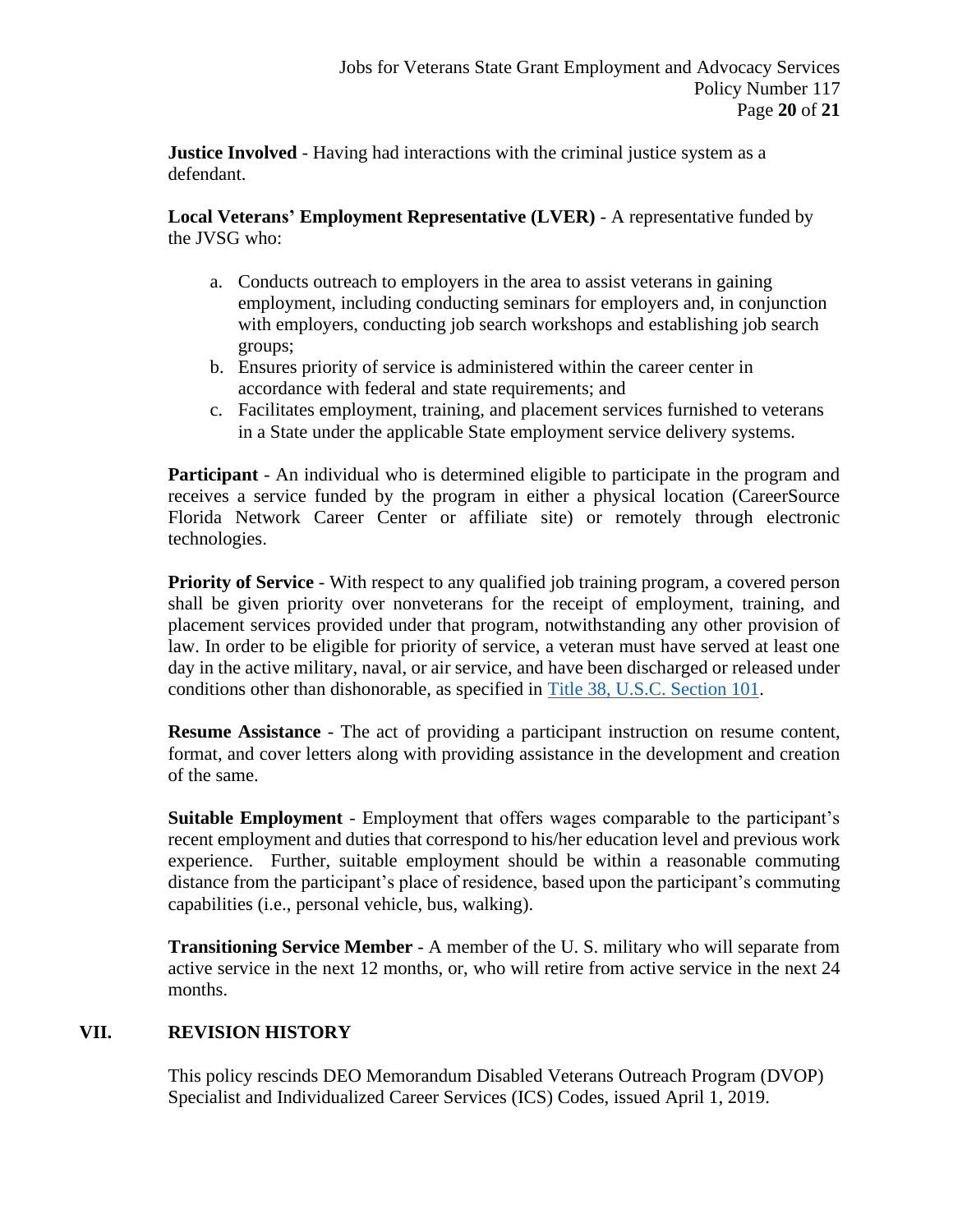**Justice Involved** - Having had interactions with the criminal justice system as a defendant.

**Local Veterans' Employment Representative (LVER)** - A representative funded by the JVSG who:

a. Conducts outreach to employers in the area to assist veterans in gaining employment, including conducting seminars for employers and, in conjunction with employers, conducting job search workshops and establishing job search groups;
b. Ensures priority of service is administered within the career center in accordance with federal and state requirements; and
c. Facilitates employment, training, and placement services furnished to veterans in a State under the applicable State employment service delivery systems.

**Participant** - An individual who is determined eligible to participate in the program and receives a service funded by the program in either a physical location (CareerSource Florida Network Career Center or affiliate site) or remotely through electronic technologies.

**Priority of Service** - With respect to any qualified job training program, a covered person shall be given priority over nonveterans for the receipt of employment, training, and placement services provided under that program, notwithstanding any other provision of law. In order to be eligible for priority of service, a veteran must have served at least one day in the active military, naval, or air service, and have been discharged or released under conditions other than dishonorable, as specified in Title 38, U.S.C. Section 101.

**Resume Assistance** - The act of providing a participant instruction on resume content, format, and cover letters along with providing assistance in the development and creation of the same.

**Suitable Employment** - Employment that offers wages comparable to the participant's recent employment and duties that correspond to his/her education level and previous work experience. Further, suitable employment should be within a reasonable commuting distance from the participant's place of residence, based upon the participant's commuting capabilities (i.e., personal vehicle, bus, walking).

**Transitioning Service Member** - A member of the U. S. military who will separate from active service in the next 12 months, or, who will retire from active service in the next 24 months.

## VII. REVISION HISTORY

This policy rescinds DEO Memorandum Disabled Veterans Outreach Program (DVOP) Specialist and Individualized Career Services (ICS) Codes, issued April 1, 2019.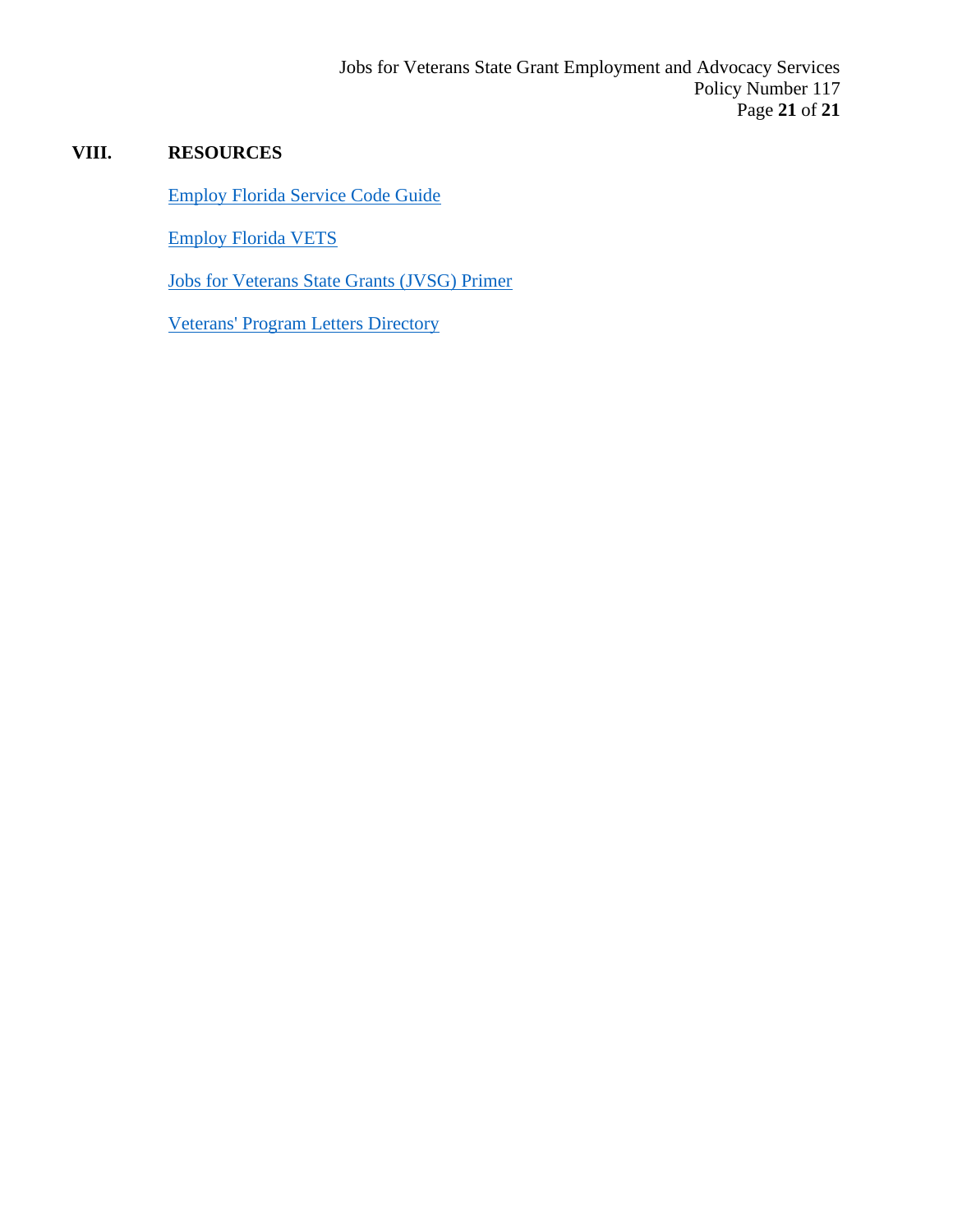## VIII. RESOURCES

Employ Florida Service Code Guide

Employ Florida VETS

Jobs for Veterans State Grants (JVSG) Primer

Veterans' Program Letters Directory